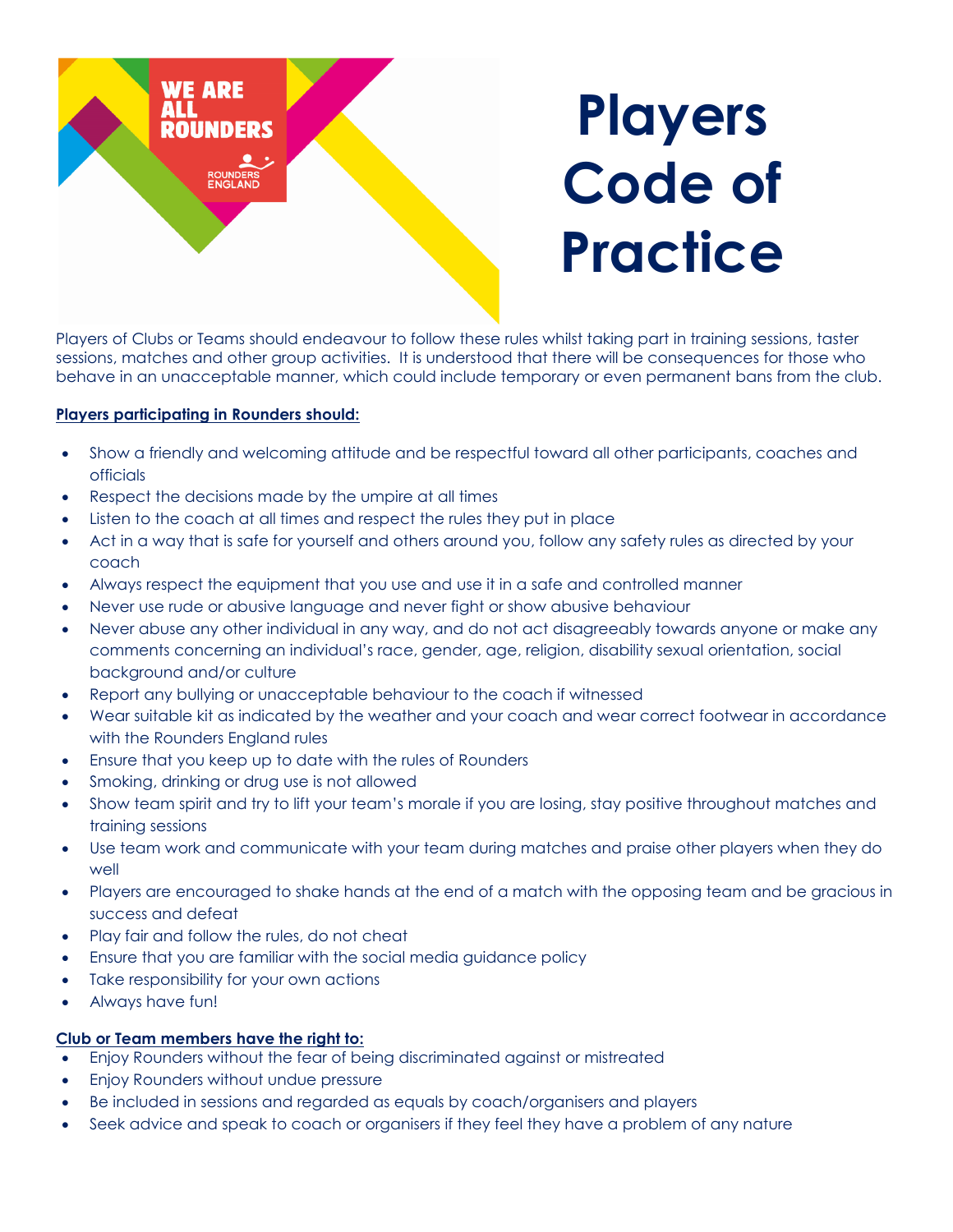# Players Code of Practice

Players of Clubs or Teams should endeavour to follow these rules whilst taking part in training sessions, taster sessions, matches and other group activities. It is understood that there will be consequences for those who behave in an unacceptable manner, which could include temporary or even permanent bans from the club.

**Players participating in Rounders should:**

- Show a friendly and welcoming attitude and be respectful toward all other participants, coaches and officials
- Respect the decisions made by the umpire at all times
- Listen to the coach at all times and respect the rules they put in place
- Act in a way that is safe for yourself and others around you, follow any safety rules as directed by your coach
- Always respect the equipment that you use and use it in a safe and controlled manner
- Never use rude or abusive language and never fight or show abusive behaviour
- Never abuse any other individual in any way, and do not act disagreeably towards anyone or make any comments concerning an individual's race, gender, age, religion, disability sexual orientation, social background and/or culture
- Report any bullying or unacceptable behaviour to the coach if witnessed
- Wear suitable kit as indicated by the weather and your coach and wear correct footwear in accordance with the Rounders England rules
- Ensure that you keep up to date with the rules of Rounders
- Smoking, drinking or drug use is not allowed
- Show team spirit and try to lift your team's morale if you are losing, stay positive throughout matches and training sessions
- Use team work and communicate with your team during matches and praise other players when they do well
- Players are encouraged to shake hands at the end of a match with the opposing team and be gracious in success and defeat
- Play fair and follow the rules, do not cheat
- Ensure that you are familiar with the social media guidance policy
- Take responsibility for your own actions
- Always have fun!

**Club or Team members have the right to:**

- Enjoy Rounders without the fear of being discriminated against or mistreated
- Enjoy Rounders without undue pressure
- Be included in sessions and regarded as equals by coach/organisers and players
- Seek advice and speak to coach or organisers if they feel they have a problem of any nature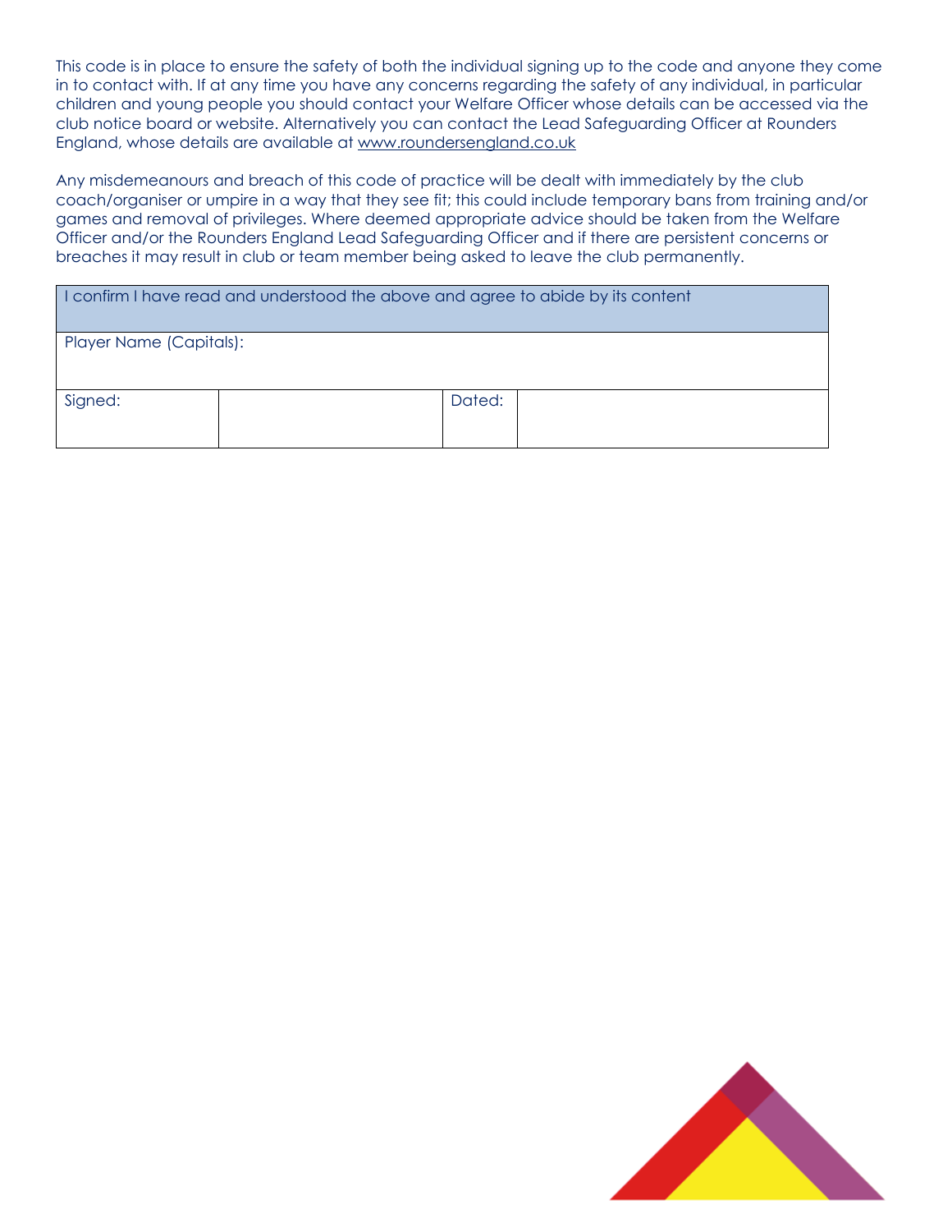This code is in place to ensure the safety of both the individual signing up to the code and anyone they come in to contact with. If at any time you have any concerns regarding the safety of any individual, in particular children and young people you should contact your Welfare Officer whose details can be accessed via the club notice board or website. Alternatively you can contact the Lead Safeguarding Officer at Rounders England, whose details are available at www.roundersengland.co.uk

Any misdemeanours and breach of this code of practice will be dealt with immediately by the club coach/organiser or umpire in a way that they see fit; this could include temporary bans from training and/or games and removal of privileges. Where deemed appropriate advice should be taken from the Welfare Officer and/or the Rounders England Lead Safeguarding Officer and if there are persistent concerns or breaches it may result in club or team member being asked to leave the club permanently.

| I confirm I have read and understood the above and agree to abide by its content | | | |
|---|---|---|---|
| Player Name (Capitals): | | | |
| Signed: | | Dated: | |